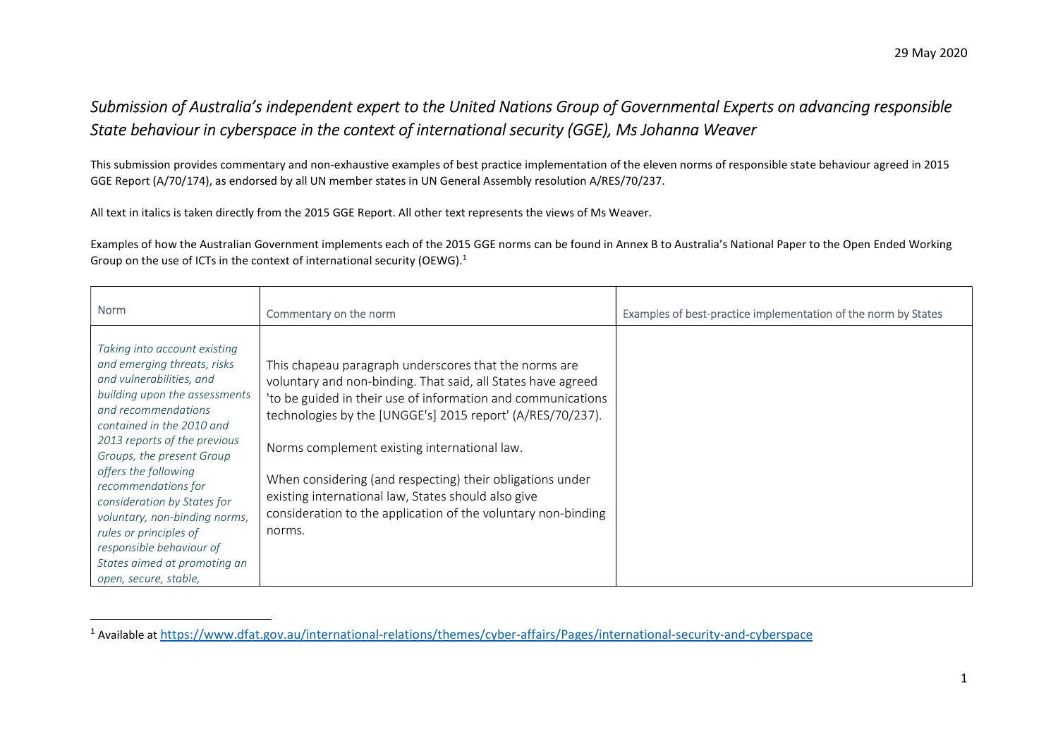29 May 2020

# *Submission of Australia's independent expert to the United Nations Group of Governmental Experts on advancing responsible State behaviour in cyberspace in the context of international security (GGE), Ms Johanna Weaver*

This submission provides commentary and non-exhaustive examples of best practice implementation of the eleven norms of responsible state behaviour agreed in 2015 GGE Report (A/70/174), as endorsed by all UN member states in UN General Assembly resolution A/RES/70/237.

All text in italics is taken directly from the 2015 GGE Report. All other text represents the views of Ms Weaver.

Examples of how the Australian Government implements each of the 2015 GGE norms can be found in Annex B to Australia's National Paper to the Open Ended Working Group on the use of ICTs in the context of international security (OEWG).[1]

| Norm | Commentary on the norm | Examples of best-practice implementation of the norm by States |
|---|---|---|
| *Taking into account existing and emerging threats, risks and vulnerabilities, and building upon the assessments and recommendations contained in the 2010 and 2013 reports of the previous Groups, the present Group offers the following recommendations for consideration by States for voluntary, non-binding norms, rules or principles of responsible behaviour of States aimed at promoting an open, secure, stable,* | This chapeau paragraph underscores that the norms are voluntary and non-binding. That said, all States have agreed 'to be guided in their use of information and communications technologies by the [UNGGE's] 2015 report' (A/RES/70/237).<br><br>Norms complement existing international law.<br><br>When considering (and respecting) their obligations under existing international law, States should also give consideration to the application of the voluntary non-binding norms. | |

[1] Available at https://www.dfat.gov.au/international-relations/themes/cyber-affairs/Pages/international-security-and-cyberspace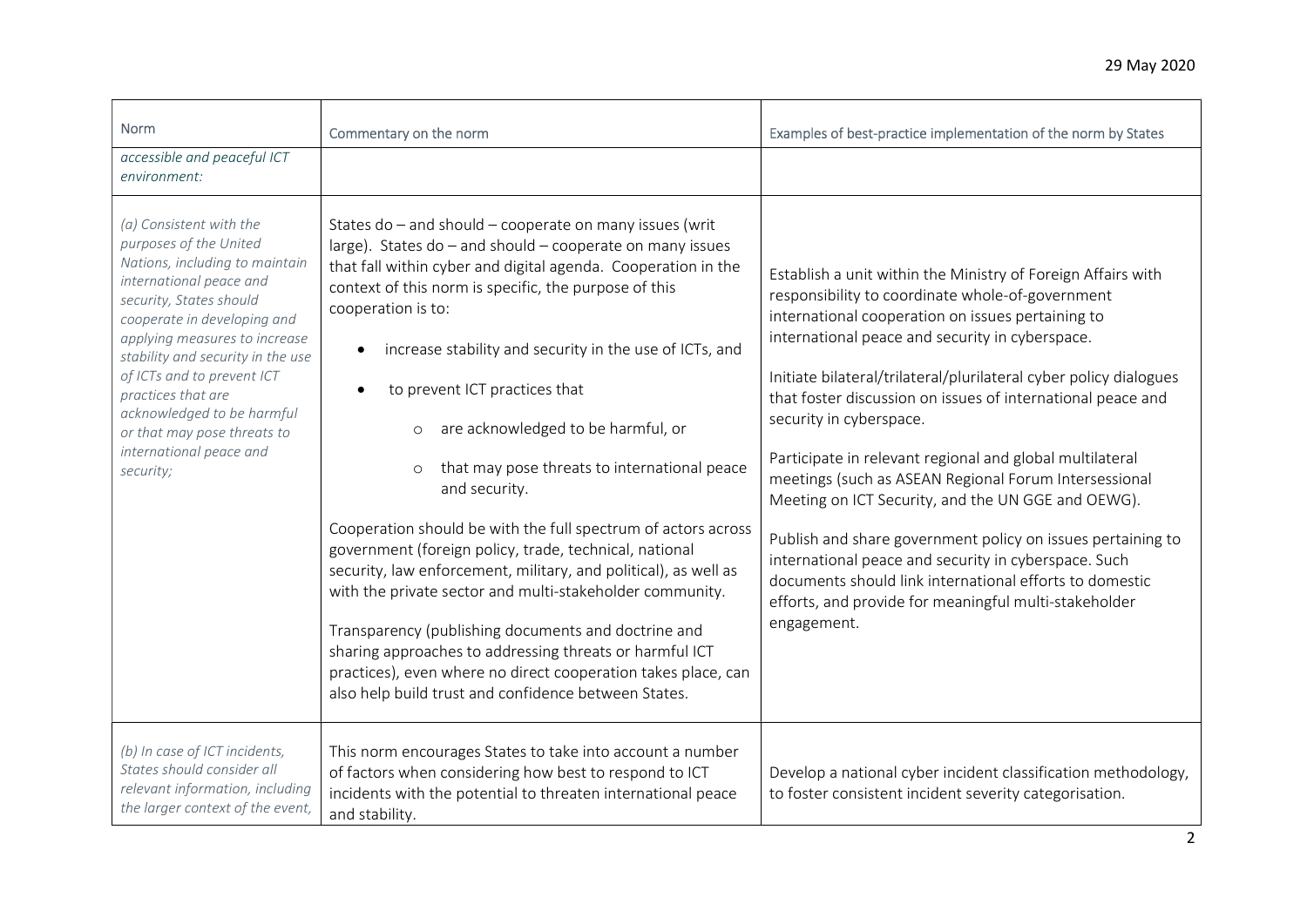| Norm | Commentary on the norm | Examples of best-practice implementation of the norm by States |
|---|---|---|
| *accessible and peaceful ICT environment:* | | |
| *(a) Consistent with the purposes of the United Nations, including to maintain international peace and security, States should cooperate in developing and applying measures to increase stability and security in the use of ICTs and to prevent ICT practices that are acknowledged to be harmful or that may pose threats to international peace and security;* | States do – and should – cooperate on many issues (writ large). States do – and should – cooperate on many issues that fall within cyber and digital agenda. Cooperation in the context of this norm is specific, the purpose of this cooperation is to:<br>• increase stability and security in the use of ICTs, and<br>• to prevent ICT practices that<br>&nbsp;&nbsp;&nbsp;&nbsp;○ are acknowledged to be harmful, or<br>&nbsp;&nbsp;&nbsp;&nbsp;○ that may pose threats to international peace and security.<br><br>Cooperation should be with the full spectrum of actors across government (foreign policy, trade, technical, national security, law enforcement, military, and political), as well as with the private sector and multi-stakeholder community.<br><br>Transparency (publishing documents and doctrine and sharing approaches to addressing threats or harmful ICT practices), even where no direct cooperation takes place, can also help build trust and confidence between States. | Establish a unit within the Ministry of Foreign Affairs with responsibility to coordinate whole-of-government international cooperation on issues pertaining to international peace and security in cyberspace.<br><br>Initiate bilateral/trilateral/plurilateral cyber policy dialogues that foster discussion on issues of international peace and security in cyberspace.<br><br>Participate in relevant regional and global multilateral meetings (such as ASEAN Regional Forum Intersessional Meeting on ICT Security, and the UN GGE and OEWG).<br><br>Publish and share government policy on issues pertaining to international peace and security in cyberspace. Such documents should link international efforts to domestic efforts, and provide for meaningful multi-stakeholder engagement. |
| *(b) In case of ICT incidents, States should consider all relevant information, including the larger context of the event,* | This norm encourages States to take into account a number of factors when considering how best to respond to ICT incidents with the potential to threaten international peace and stability. | Develop a national cyber incident classification methodology, to foster consistent incident severity categorisation. |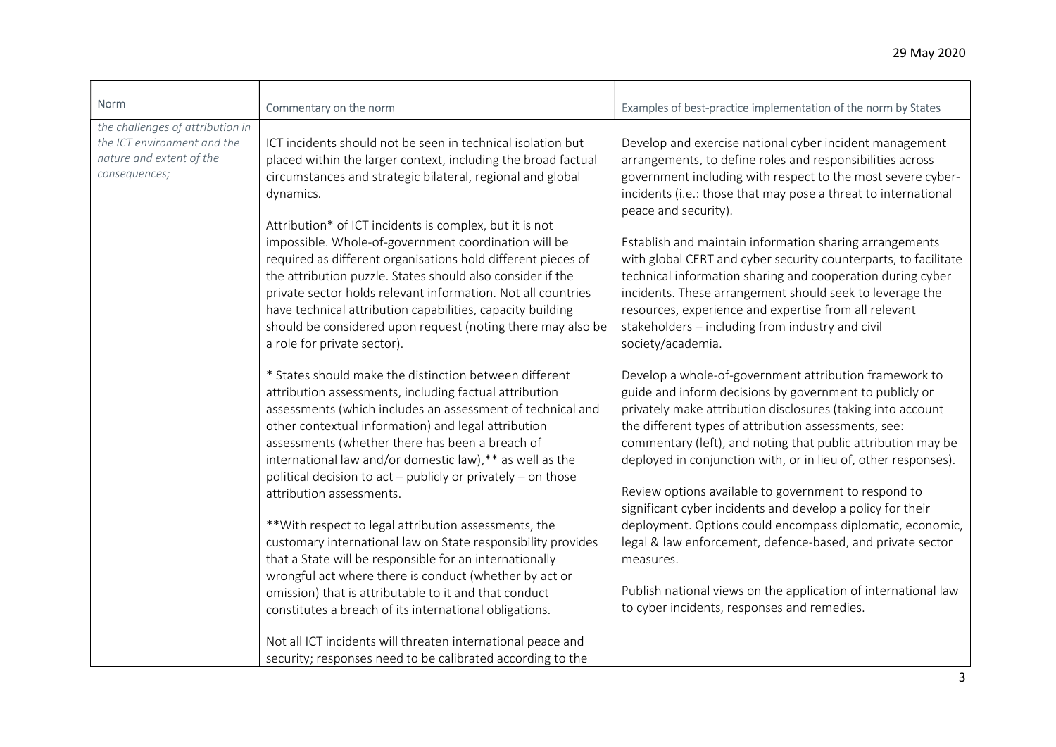| Norm | Commentary on the norm | Examples of best-practice implementation of the norm by States |
|---|---|---|
| *the challenges of attribution in the ICT environment and the nature and extent of the consequences;* | ICT incidents should not be seen in technical isolation but placed within the larger context, including the broad factual circumstances and strategic bilateral, regional and global dynamics.<br><br>Attribution* of ICT incidents is complex, but it is not impossible. Whole-of-government coordination will be required as different organisations hold different pieces of the attribution puzzle. States should also consider if the private sector holds relevant information. Not all countries have technical attribution capabilities, capacity building should be considered upon request (noting there may also be a role for private sector).<br><br>* States should make the distinction between different attribution assessments, including factual attribution assessments (which includes an assessment of technical and other contextual information) and legal attribution assessments (whether there has been a breach of international law and/or domestic law),** as well as the political decision to act – publicly or privately – on those attribution assessments.<br><br>**With respect to legal attribution assessments, the customary international law on State responsibility provides that a State will be responsible for an internationally wrongful act where there is conduct (whether by act or omission) that is attributable to it and that conduct constitutes a breach of its international obligations.<br><br>Not all ICT incidents will threaten international peace and security; responses need to be calibrated according to the | Develop and exercise national cyber incident management arrangements, to define roles and responsibilities across government including with respect to the most severe cyber-incidents (i.e.: those that may pose a threat to international peace and security).<br><br>Establish and maintain information sharing arrangements with global CERT and cyber security counterparts, to facilitate technical information sharing and cooperation during cyber incidents. These arrangement should seek to leverage the resources, experience and expertise from all relevant stakeholders – including from industry and civil society/academia.<br><br>Develop a whole-of-government attribution framework to guide and inform decisions by government to publicly or privately make attribution disclosures (taking into account the different types of attribution assessments, see: commentary (left), and noting that public attribution may be deployed in conjunction with, or in lieu of, other responses).<br><br>Review options available to government to respond to significant cyber incidents and develop a policy for their deployment. Options could encompass diplomatic, economic, legal & law enforcement, defence-based, and private sector measures.<br><br>Publish national views on the application of international law to cyber incidents, responses and remedies. |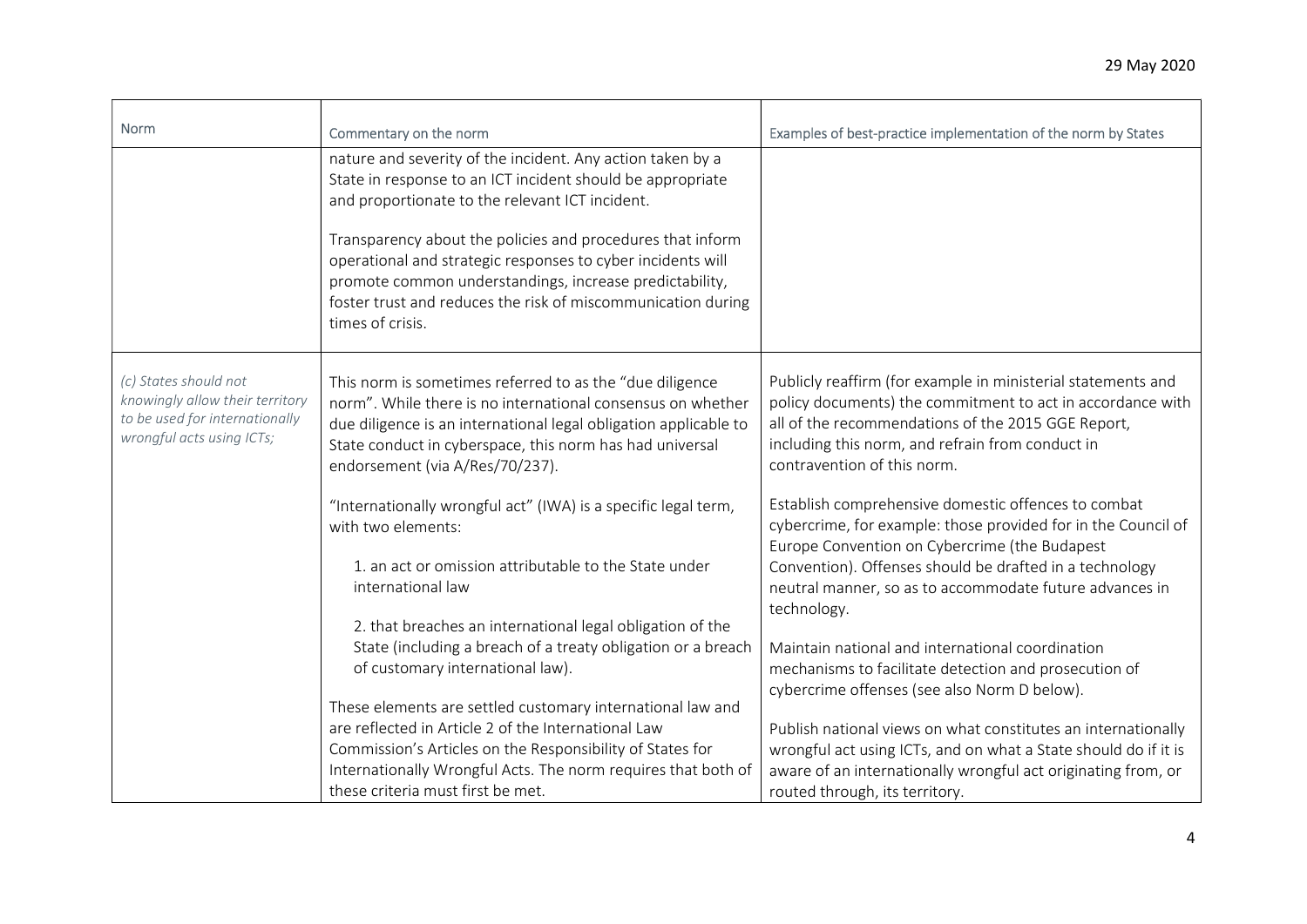| Norm | Commentary on the norm | Examples of best-practice implementation of the norm by States |
|---|---|---|
| | nature and severity of the incident. Any action taken by a State in response to an ICT incident should be appropriate and proportionate to the relevant ICT incident.<br><br>Transparency about the policies and procedures that inform operational and strategic responses to cyber incidents will promote common understandings, increase predictability, foster trust and reduces the risk of miscommunication during times of crisis. | |
| *(c) States should not knowingly allow their territory to be used for internationally wrongful acts using ICTs;* | This norm is sometimes referred to as the "due diligence norm". While there is no international consensus on whether due diligence is an international legal obligation applicable to State conduct in cyberspace, this norm has had universal endorsement (via A/Res/70/237).<br><br>"Internationally wrongful act" (IWA) is a specific legal term, with two elements:<br><br>1. an act or omission attributable to the State under international law<br><br>2. that breaches an international legal obligation of the State (including a breach of a treaty obligation or a breach of customary international law).<br><br>These elements are settled customary international law and are reflected in Article 2 of the International Law Commission's Articles on the Responsibility of States for Internationally Wrongful Acts. The norm requires that both of these criteria must first be met. | Publicly reaffirm (for example in ministerial statements and policy documents) the commitment to act in accordance with all of the recommendations of the 2015 GGE Report, including this norm, and refrain from conduct in contravention of this norm.<br><br>Establish comprehensive domestic offences to combat cybercrime, for example: those provided for in the Council of Europe Convention on Cybercrime (the Budapest Convention). Offenses should be drafted in a technology neutral manner, so as to accommodate future advances in technology.<br><br>Maintain national and international coordination mechanisms to facilitate detection and prosecution of cybercrime offenses (see also Norm D below).<br><br>Publish national views on what constitutes an internationally wrongful act using ICTs, and on what a State should do if it is aware of an internationally wrongful act originating from, or routed through, its territory. |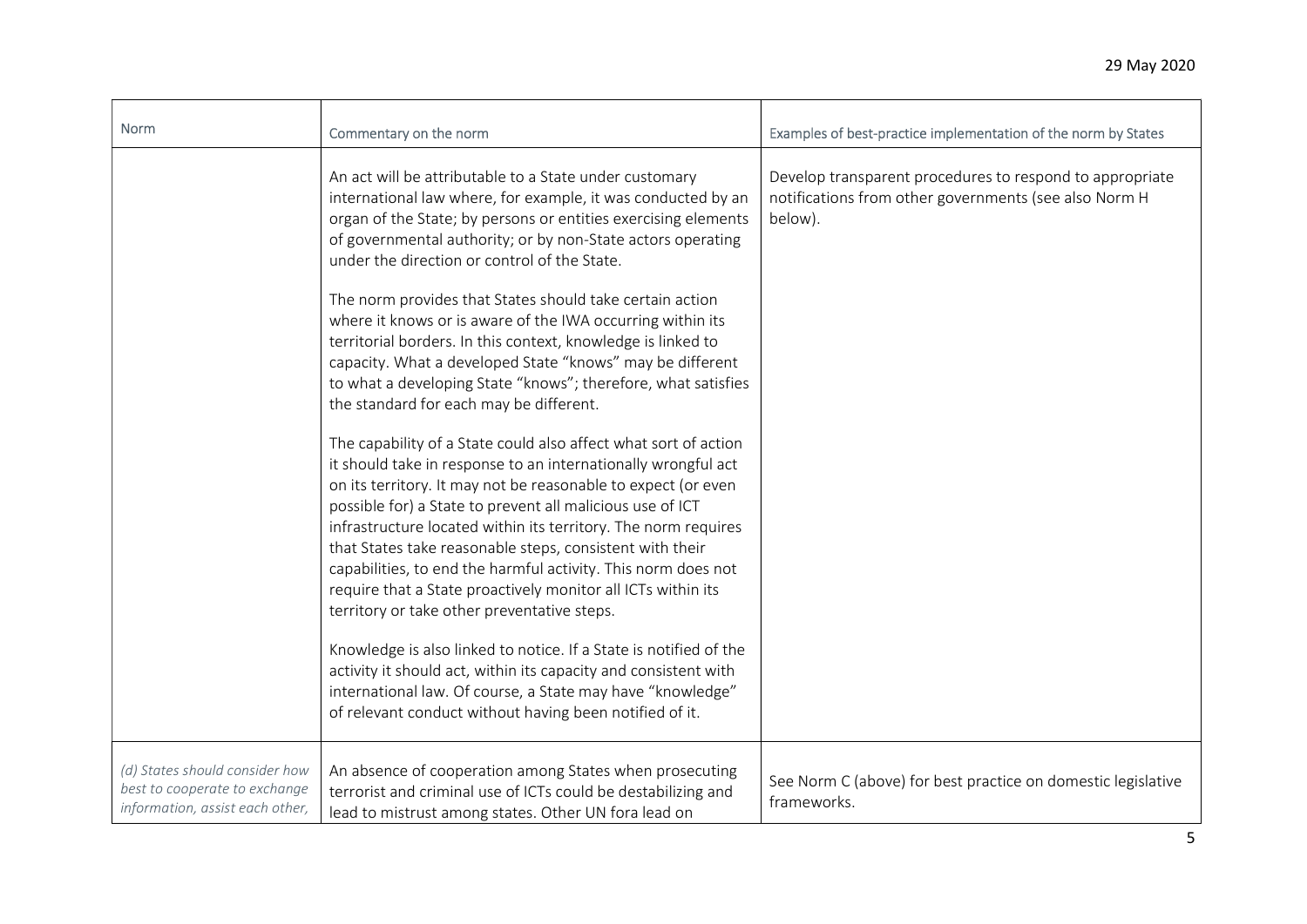| Norm | Commentary on the norm | Examples of best-practice implementation of the norm by States |
| --- | --- | --- |
| | An act will be attributable to a State under customary international law where, for example, it was conducted by an organ of the State; by persons or entities exercising elements of governmental authority; or by non-State actors operating under the direction or control of the State.<br><br>The norm provides that States should take certain action where it knows or is aware of the IWA occurring within its territorial borders. In this context, knowledge is linked to capacity. What a developed State "knows" may be different to what a developing State "knows"; therefore, what satisfies the standard for each may be different.<br><br>The capability of a State could also affect what sort of action it should take in response to an internationally wrongful act on its territory. It may not be reasonable to expect (or even possible for) a State to prevent all malicious use of ICT infrastructure located within its territory. The norm requires that States take reasonable steps, consistent with their capabilities, to end the harmful activity. This norm does not require that a State proactively monitor all ICTs within its territory or take other preventative steps.<br><br>Knowledge is also linked to notice. If a State is notified of the activity it should act, within its capacity and consistent with international law. Of course, a State may have "knowledge" of relevant conduct without having been notified of it. | Develop transparent procedures to respond to appropriate notifications from other governments (see also Norm H below). |
| *(d) States should consider how best to cooperate to exchange information, assist each other,* | An absence of cooperation among States when prosecuting terrorist and criminal use of ICTs could be destabilizing and lead to mistrust among states. Other UN fora lead on | See Norm C (above) for best practice on domestic legislative frameworks. |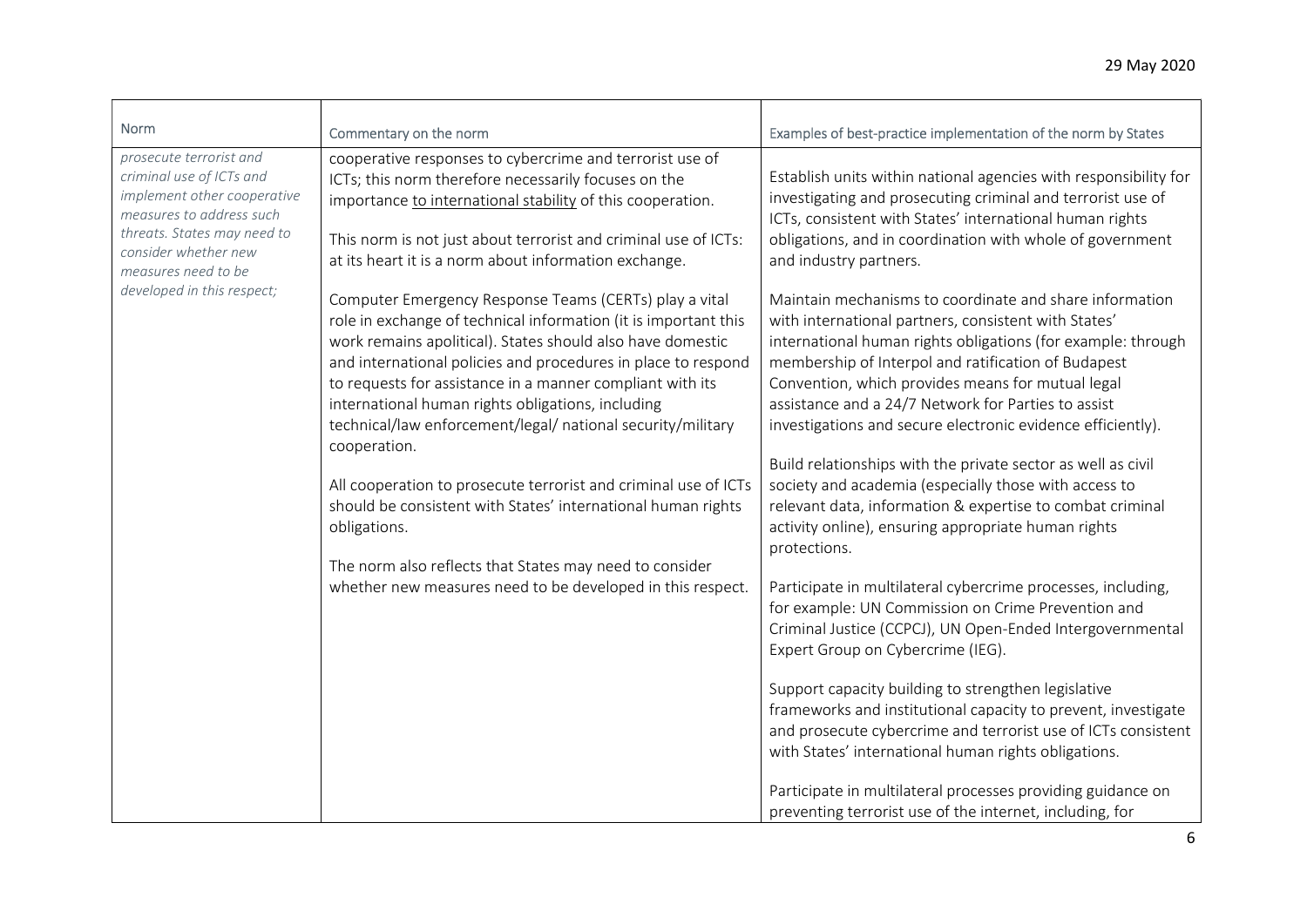| Norm | Commentary on the norm | Examples of best-practice implementation of the norm by States |
|---|---|---|
| *prosecute terrorist and criminal use of ICTs and implement other cooperative measures to address such threats. States may need to consider whether new measures need to be developed in this respect;* | cooperative responses to cybercrime and terrorist use of ICTs; this norm therefore necessarily focuses on the importance to international stability of this cooperation.<br><br>This norm is not just about terrorist and criminal use of ICTs: at its heart it is a norm about information exchange.<br><br>Computer Emergency Response Teams (CERTs) play a vital role in exchange of technical information (it is important this work remains apolitical). States should also have domestic and international policies and procedures in place to respond to requests for assistance in a manner compliant with its international human rights obligations, including technical/law enforcement/legal/ national security/military cooperation.<br><br>All cooperation to prosecute terrorist and criminal use of ICTs should be consistent with States' international human rights obligations.<br><br>The norm also reflects that States may need to consider whether new measures need to be developed in this respect. | Establish units within national agencies with responsibility for investigating and prosecuting criminal and terrorist use of ICTs, consistent with States' international human rights obligations, and in coordination with whole of government and industry partners.<br><br>Maintain mechanisms to coordinate and share information with international partners, consistent with States' international human rights obligations (for example: through membership of Interpol and ratification of Budapest Convention, which provides means for mutual legal assistance and a 24/7 Network for Parties to assist investigations and secure electronic evidence efficiently).<br><br>Build relationships with the private sector as well as civil society and academia (especially those with access to relevant data, information & expertise to combat criminal activity online), ensuring appropriate human rights protections.<br><br>Participate in multilateral cybercrime processes, including, for example: UN Commission on Crime Prevention and Criminal Justice (CCPCJ), UN Open-Ended Intergovernmental Expert Group on Cybercrime (IEG).<br><br>Support capacity building to strengthen legislative frameworks and institutional capacity to prevent, investigate and prosecute cybercrime and terrorist use of ICTs consistent with States' international human rights obligations.<br><br>Participate in multilateral processes providing guidance on preventing terrorist use of the internet, including, for |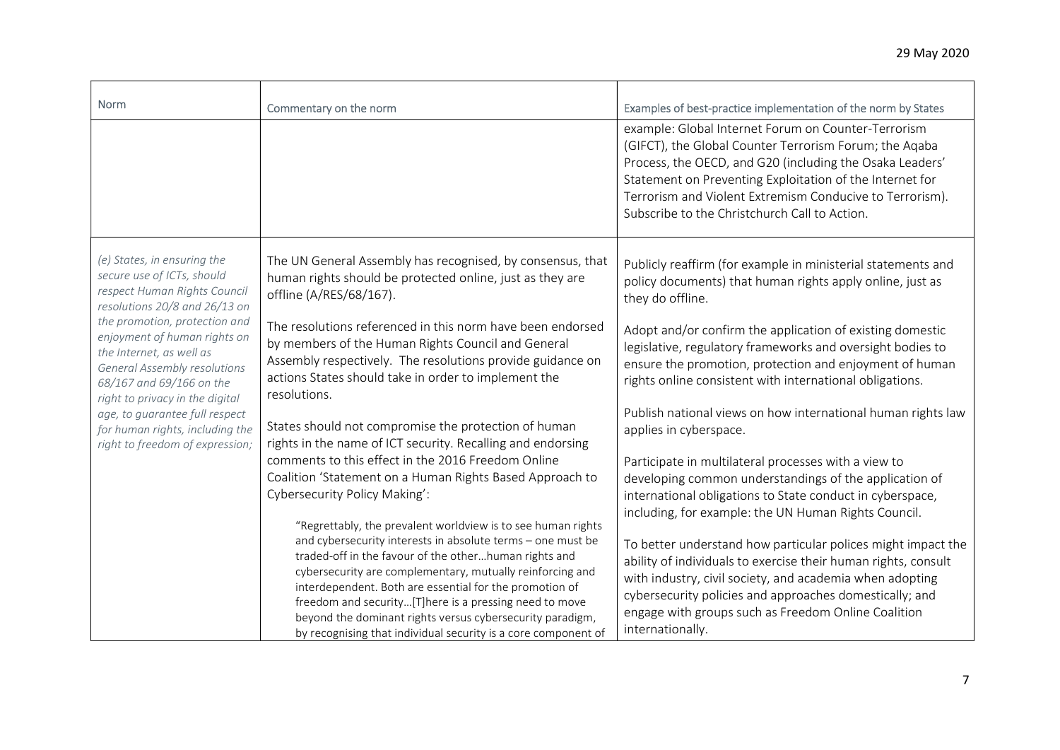| Norm | Commentary on the norm | Examples of best-practice implementation of the norm by States |
|---|---|---|
| | | example: Global Internet Forum on Counter-Terrorism (GIFCT), the Global Counter Terrorism Forum; the Aqaba Process, the OECD, and G20 (including the Osaka Leaders' Statement on Preventing Exploitation of the Internet for Terrorism and Violent Extremism Conducive to Terrorism). Subscribe to the Christchurch Call to Action. |
| *(e) States, in ensuring the secure use of ICTs, should respect Human Rights Council resolutions 20/8 and 26/13 on the promotion, protection and enjoyment of human rights on the Internet, as well as General Assembly resolutions 68/167 and 69/166 on the right to privacy in the digital age, to guarantee full respect for human rights, including the right to freedom of expression;* | The UN General Assembly has recognised, by consensus, that human rights should be protected online, just as they are offline (A/RES/68/167).<br><br>The resolutions referenced in this norm have been endorsed by members of the Human Rights Council and General Assembly respectively. The resolutions provide guidance on actions States should take in order to implement the resolutions.<br><br>States should not compromise the protection of human rights in the name of ICT security. Recalling and endorsing comments to this effect in the 2016 Freedom Online Coalition 'Statement on a Human Rights Based Approach to Cybersecurity Policy Making':<br><br>"Regrettably, the prevalent worldview is to see human rights and cybersecurity interests in absolute terms – one must be traded-off in the favour of the other…human rights and cybersecurity are complementary, mutually reinforcing and interdependent. Both are essential for the promotion of freedom and security…[T]here is a pressing need to move beyond the dominant rights versus cybersecurity paradigm, by recognising that individual security is a core component of | Publicly reaffirm (for example in ministerial statements and policy documents) that human rights apply online, just as they do offline.<br><br>Adopt and/or confirm the application of existing domestic legislative, regulatory frameworks and oversight bodies to ensure the promotion, protection and enjoyment of human rights online consistent with international obligations.<br><br>Publish national views on how international human rights law applies in cyberspace.<br><br>Participate in multilateral processes with a view to developing common understandings of the application of international obligations to State conduct in cyberspace, including, for example: the UN Human Rights Council.<br><br>To better understand how particular polices might impact the ability of individuals to exercise their human rights, consult with industry, civil society, and academia when adopting cybersecurity policies and approaches domestically; and engage with groups such as Freedom Online Coalition internationally. |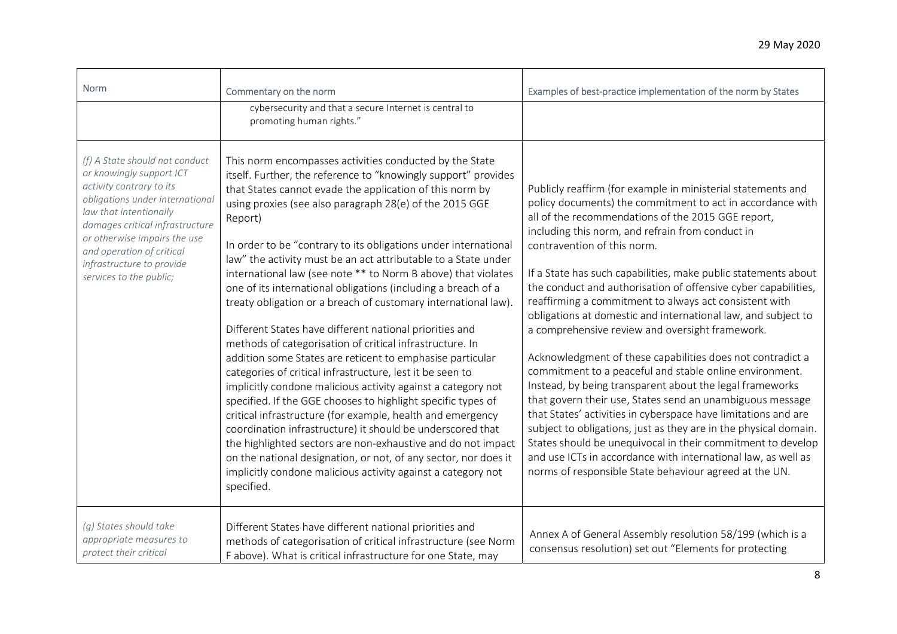| Norm | Commentary on the norm | Examples of best-practice implementation of the norm by States |
| --- | --- | --- |
| | cybersecurity and that a secure Internet is central to promoting human rights." | |
| *(f) A State should not conduct or knowingly support ICT activity contrary to its obligations under international law that intentionally damages critical infrastructure or otherwise impairs the use and operation of critical infrastructure to provide services to the public;* | This norm encompasses activities conducted by the State itself. Further, the reference to "knowingly support" provides that States cannot evade the application of this norm by using proxies (see also paragraph 28(e) of the 2015 GGE Report)<br><br>In order to be "contrary to its obligations under international law" the activity must be an act attributable to a State under international law (see note ** to Norm B above) that violates one of its international obligations (including a breach of a treaty obligation or a breach of customary international law).<br><br>Different States have different national priorities and methods of categorisation of critical infrastructure. In addition some States are reticent to emphasise particular categories of critical infrastructure, lest it be seen to implicitly condone malicious activity against a category not specified. If the GGE chooses to highlight specific types of critical infrastructure (for example, health and emergency coordination infrastructure) it should be underscored that the highlighted sectors are non-exhaustive and do not impact on the national designation, or not, of any sector, nor does it implicitly condone malicious activity against a category not specified. | Publicly reaffirm (for example in ministerial statements and policy documents) the commitment to act in accordance with all of the recommendations of the 2015 GGE report, including this norm, and refrain from conduct in contravention of this norm.<br><br>If a State has such capabilities, make public statements about the conduct and authorisation of offensive cyber capabilities, reaffirming a commitment to always act consistent with obligations at domestic and international law, and subject to a comprehensive review and oversight framework.<br><br>Acknowledgment of these capabilities does not contradict a commitment to a peaceful and stable online environment. Instead, by being transparent about the legal frameworks that govern their use, States send an unambiguous message that States' activities in cyberspace have limitations and are subject to obligations, just as they are in the physical domain. States should be unequivocal in their commitment to develop and use ICTs in accordance with international law, as well as norms of responsible State behaviour agreed at the UN. |
| *(g) States should take appropriate measures to protect their critical* | Different States have different national priorities and methods of categorisation of critical infrastructure (see Norm F above). What is critical infrastructure for one State, may | Annex A of General Assembly resolution 58/199 (which is a consensus resolution) set out "Elements for protecting |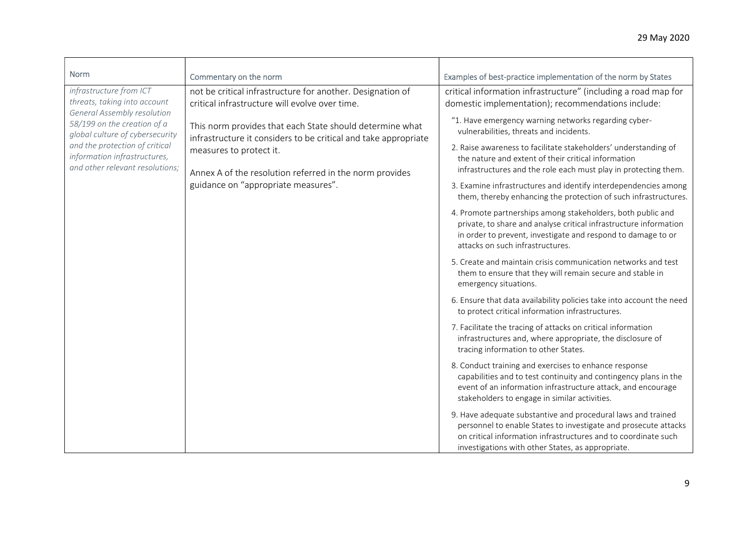| Norm | Commentary on the norm | Examples of best-practice implementation of the norm by States |
|---|---|---|
| *infrastructure from ICT threats, taking into account General Assembly resolution 58/199 on the creation of a global culture of cybersecurity and the protection of critical information infrastructures, and other relevant resolutions;* | not be critical infrastructure for another. Designation of critical infrastructure will evolve over time.<br><br>This norm provides that each State should determine what infrastructure it considers to be critical and take appropriate measures to protect it.<br><br>Annex A of the resolution referred in the norm provides guidance on "appropriate measures". | critical information infrastructure" (including a road map for domestic implementation); recommendations include:<br><br>"1. Have emergency warning networks regarding cyber-vulnerabilities, threats and incidents.<br><br>2. Raise awareness to facilitate stakeholders' understanding of the nature and extent of their critical information infrastructures and the role each must play in protecting them.<br><br>3. Examine infrastructures and identify interdependencies among them, thereby enhancing the protection of such infrastructures.<br><br>4. Promote partnerships among stakeholders, both public and private, to share and analyse critical infrastructure information in order to prevent, investigate and respond to damage to or attacks on such infrastructures.<br><br>5. Create and maintain crisis communication networks and test them to ensure that they will remain secure and stable in emergency situations.<br><br>6. Ensure that data availability policies take into account the need to protect critical information infrastructures.<br><br>7. Facilitate the tracing of attacks on critical information infrastructures and, where appropriate, the disclosure of tracing information to other States.<br><br>8. Conduct training and exercises to enhance response capabilities and to test continuity and contingency plans in the event of an information infrastructure attack, and encourage stakeholders to engage in similar activities.<br><br>9. Have adequate substantive and procedural laws and trained personnel to enable States to investigate and prosecute attacks on critical information infrastructures and to coordinate such investigations with other States, as appropriate. |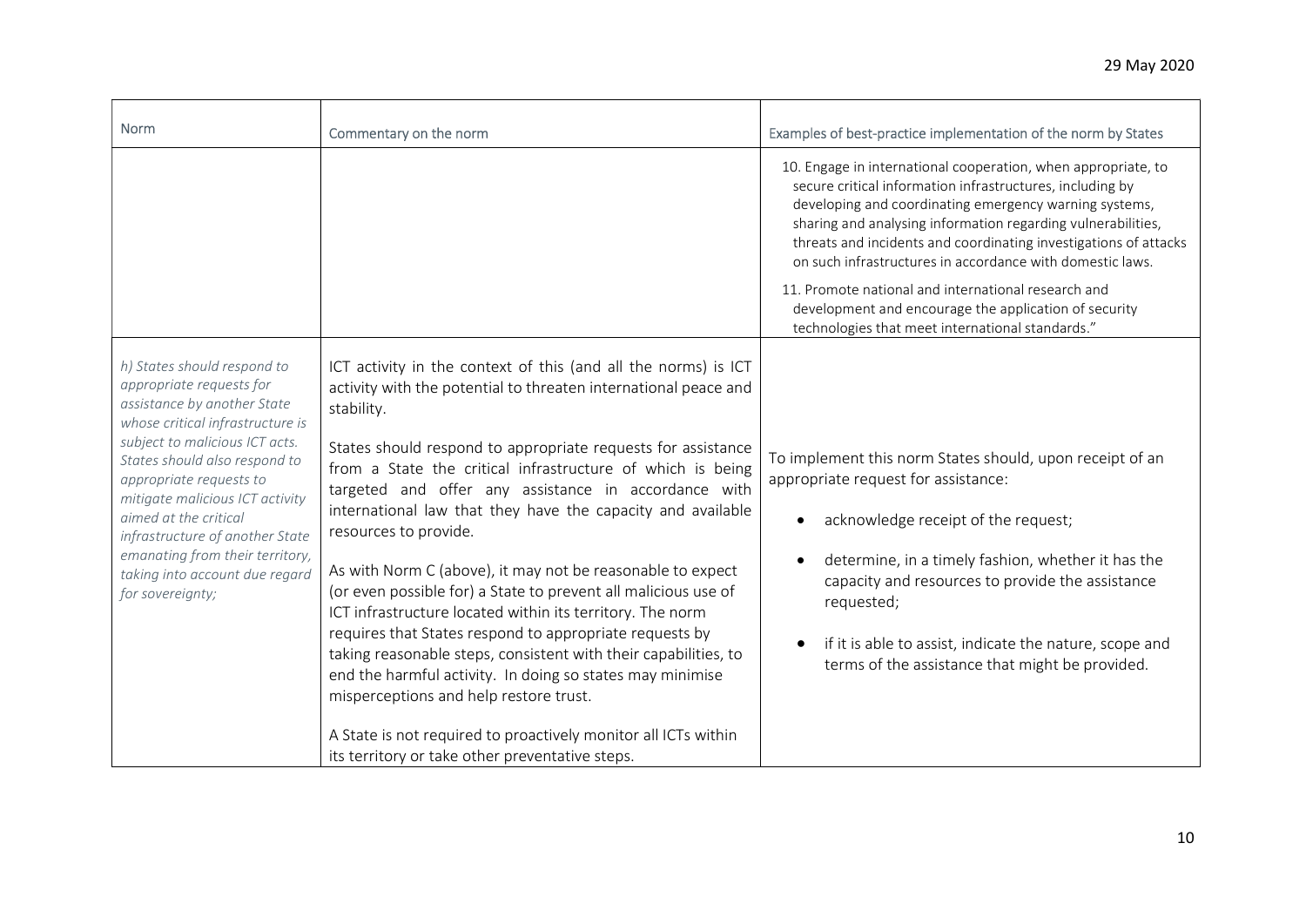| Norm | Commentary on the norm | Examples of best-practice implementation of the norm by States |
|---|---|---|
| | | 10. Engage in international cooperation, when appropriate, to secure critical information infrastructures, including by developing and coordinating emergency warning systems, sharing and analysing information regarding vulnerabilities, threats and incidents and coordinating investigations of attacks on such infrastructures in accordance with domestic laws.<br><br>11. Promote national and international research and development and encourage the application of security technologies that meet international standards." |
| *h) States should respond to appropriate requests for assistance by another State whose critical infrastructure is subject to malicious ICT acts. States should also respond to appropriate requests to mitigate malicious ICT activity aimed at the critical infrastructure of another State emanating from their territory, taking into account due regard for sovereignty;* | ICT activity in the context of this (and all the norms) is ICT activity with the potential to threaten international peace and stability.<br><br>States should respond to appropriate requests for assistance from a State the critical infrastructure of which is being targeted and offer any assistance in accordance with international law that they have the capacity and available resources to provide.<br><br>As with Norm C (above), it may not be reasonable to expect (or even possible for) a State to prevent all malicious use of ICT infrastructure located within its territory. The norm requires that States respond to appropriate requests by taking reasonable steps, consistent with their capabilities, to end the harmful activity. In doing so states may minimise misperceptions and help restore trust.<br><br>A State is not required to proactively monitor all ICTs within its territory or take other preventative steps. | To implement this norm States should, upon receipt of an appropriate request for assistance:<br><br>• acknowledge receipt of the request;<br><br>• determine, in a timely fashion, whether it has the capacity and resources to provide the assistance requested;<br><br>• if it is able to assist, indicate the nature, scope and terms of the assistance that might be provided. |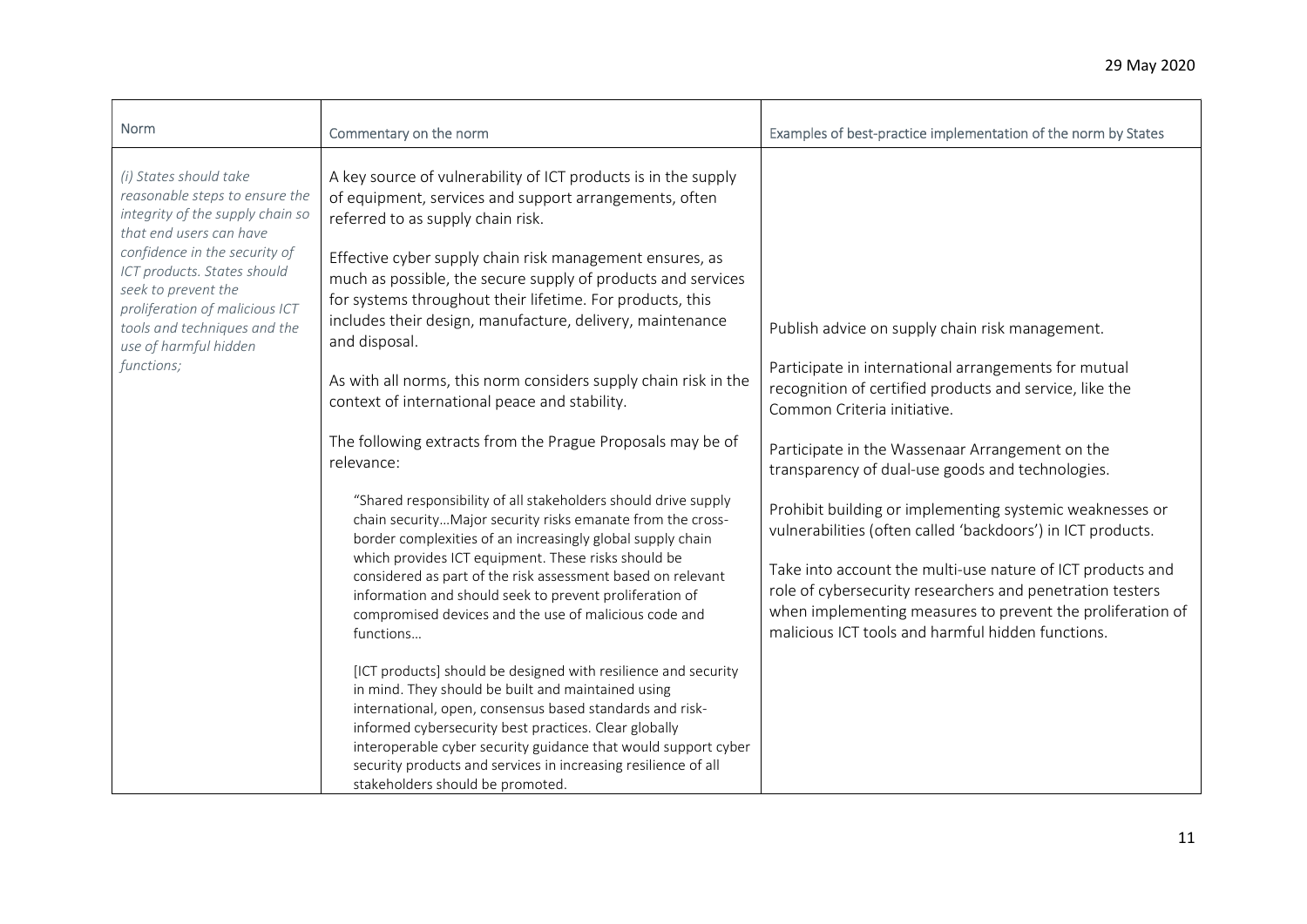| Norm | Commentary on the norm | Examples of best-practice implementation of the norm by States |
|---|---|---|
| *(i) States should take reasonable steps to ensure the integrity of the supply chain so that end users can have confidence in the security of ICT products. States should seek to prevent the proliferation of malicious ICT tools and techniques and the use of harmful hidden functions;* | A key source of vulnerability of ICT products is in the supply of equipment, services and support arrangements, often referred to as supply chain risk.<br><br>Effective cyber supply chain risk management ensures, as much as possible, the secure supply of products and services for systems throughout their lifetime. For products, this includes their design, manufacture, delivery, maintenance and disposal.<br><br>As with all norms, this norm considers supply chain risk in the context of international peace and stability.<br><br>The following extracts from the Prague Proposals may be of relevance:<br><br>"Shared responsibility of all stakeholders should drive supply chain security…Major security risks emanate from the cross-border complexities of an increasingly global supply chain which provides ICT equipment. These risks should be considered as part of the risk assessment based on relevant information and should seek to prevent proliferation of compromised devices and the use of malicious code and functions…<br><br>[ICT products] should be designed with resilience and security in mind. They should be built and maintained using international, open, consensus based standards and risk-informed cybersecurity best practices. Clear globally interoperable cyber security guidance that would support cyber security products and services in increasing resilience of all stakeholders should be promoted. | Publish advice on supply chain risk management.<br><br>Participate in international arrangements for mutual recognition of certified products and service, like the Common Criteria initiative.<br><br>Participate in the Wassenaar Arrangement on the transparency of dual-use goods and technologies.<br><br>Prohibit building or implementing systemic weaknesses or vulnerabilities (often called 'backdoors') in ICT products.<br><br>Take into account the multi-use nature of ICT products and role of cybersecurity researchers and penetration testers when implementing measures to prevent the proliferation of malicious ICT tools and harmful hidden functions. |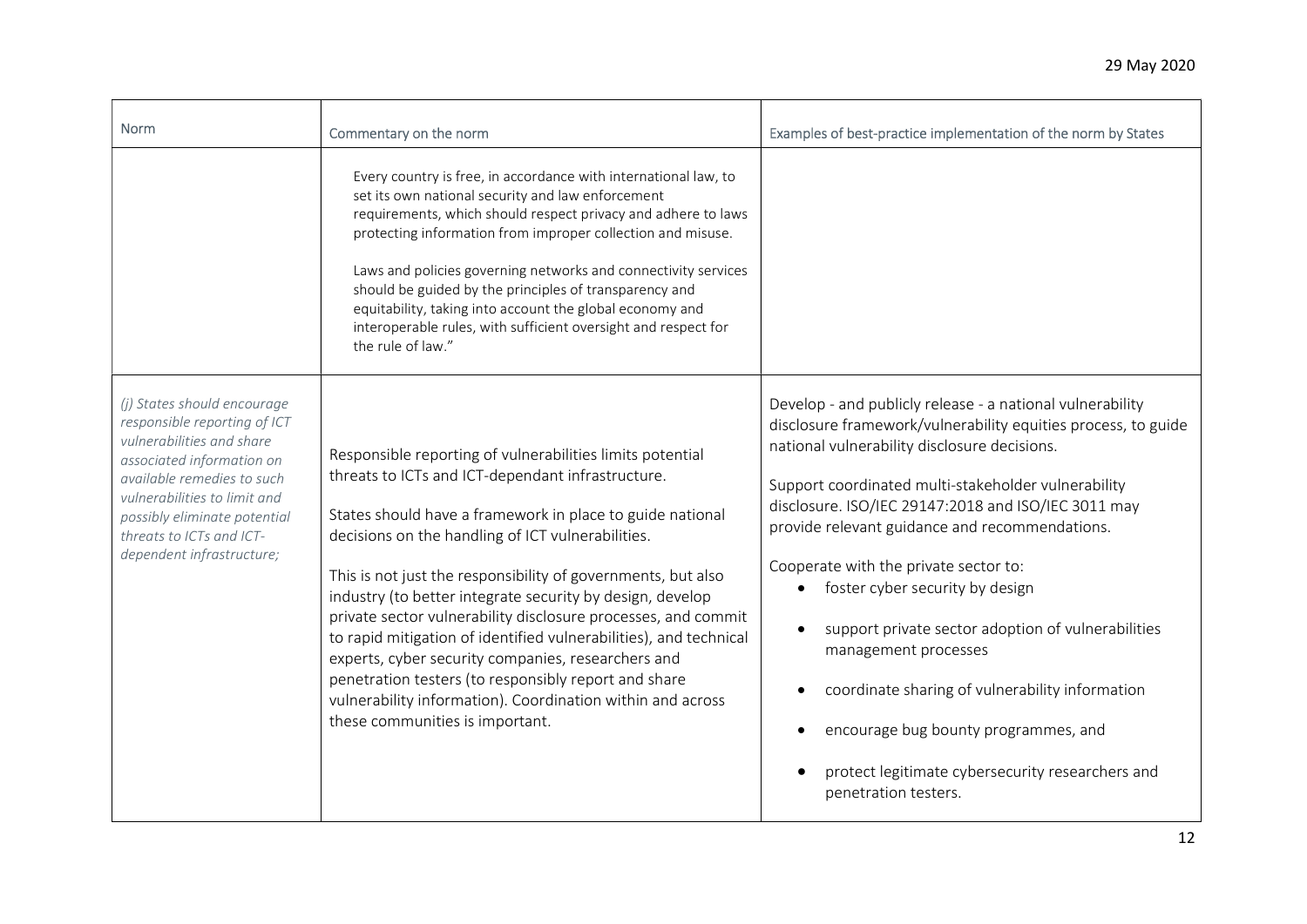| Norm | Commentary on the norm | Examples of best-practice implementation of the norm by States |
|---|---|---|
| | Every country is free, in accordance with international law, to set its own national security and law enforcement requirements, which should respect privacy and adhere to laws protecting information from improper collection and misuse.<br><br>Laws and policies governing networks and connectivity services should be guided by the principles of transparency and equitability, taking into account the global economy and interoperable rules, with sufficient oversight and respect for the rule of law." | |
| *(j) States should encourage responsible reporting of ICT vulnerabilities and share associated information on available remedies to such vulnerabilities to limit and possibly eliminate potential threats to ICTs and ICT-dependent infrastructure;* | Responsible reporting of vulnerabilities limits potential threats to ICTs and ICT-dependant infrastructure.<br><br>States should have a framework in place to guide national decisions on the handling of ICT vulnerabilities.<br><br>This is not just the responsibility of governments, but also industry (to better integrate security by design, develop private sector vulnerability disclosure processes, and commit to rapid mitigation of identified vulnerabilities), and technical experts, cyber security companies, researchers and penetration testers (to responsibly report and share vulnerability information). Coordination within and across these communities is important. | Develop - and publicly release - a national vulnerability disclosure framework/vulnerability equities process, to guide national vulnerability disclosure decisions.<br><br>Support coordinated multi-stakeholder vulnerability disclosure. ISO/IEC 29147:2018 and ISO/IEC 3011 may provide relevant guidance and recommendations.<br><br>Cooperate with the private sector to:<br>• foster cyber security by design<br>• support private sector adoption of vulnerabilities management processes<br>• coordinate sharing of vulnerability information<br>• encourage bug bounty programmes, and<br>• protect legitimate cybersecurity researchers and penetration testers. |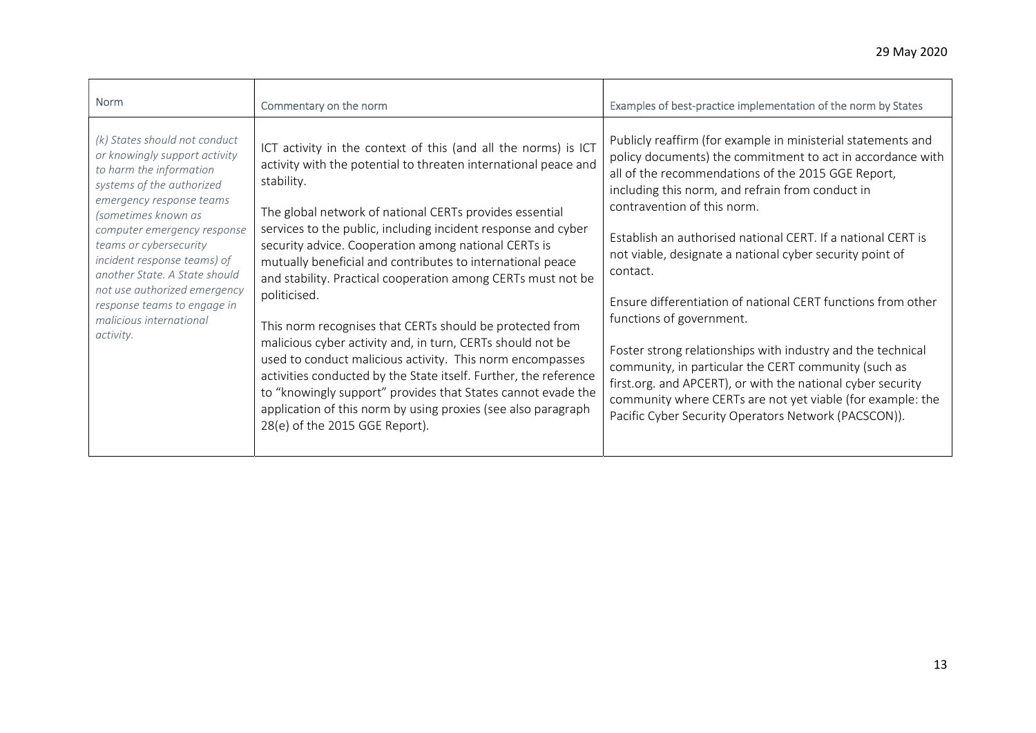| Norm | Commentary on the norm | Examples of best-practice implementation of the norm by States |
|---|---|---|
| *(k) States should not conduct or knowingly support activity to harm the information systems of the authorized emergency response teams (sometimes known as computer emergency response teams or cybersecurity incident response teams) of another State. A State should not use authorized emergency response teams to engage in malicious international activity.* | ICT activity in the context of this (and all the norms) is ICT activity with the potential to threaten international peace and stability.<br><br>The global network of national CERTs provides essential services to the public, including incident response and cyber security advice. Cooperation among national CERTs is mutually beneficial and contributes to international peace and stability. Practical cooperation among CERTs must not be politicised.<br><br>This norm recognises that CERTs should be protected from malicious cyber activity and, in turn, CERTs should not be used to conduct malicious activity. This norm encompasses activities conducted by the State itself. Further, the reference to "knowingly support" provides that States cannot evade the application of this norm by using proxies (see also paragraph 28(e) of the 2015 GGE Report). | Publicly reaffirm (for example in ministerial statements and policy documents) the commitment to act in accordance with all of the recommendations of the 2015 GGE Report, including this norm, and refrain from conduct in contravention of this norm.<br><br>Establish an authorised national CERT. If a national CERT is not viable, designate a national cyber security point of contact.<br><br>Ensure differentiation of national CERT functions from other functions of government.<br><br>Foster strong relationships with industry and the technical community, in particular the CERT community (such as first.org. and APCERT), or with the national cyber security community where CERTs are not yet viable (for example: the Pacific Cyber Security Operators Network (PACSCON)). |